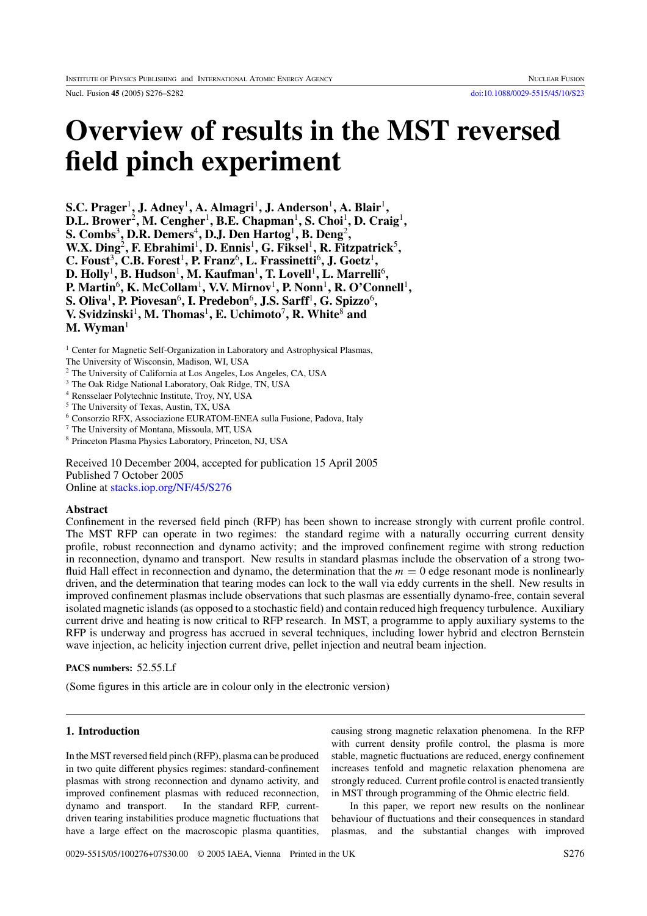# Overview of results in the MST reversed field pinch experiment

**S.C. Prager[1], J. Adney[1], A. Almagri[1], J. Anderson[1], A. Blair[1], D.L. Brower[2], M. Cengher[1], B.E. Chapman[1], S. Choi[1], D. Craig[1], S. Combs[3], D.R. Demers[4], D.J. Den Hartog[1], B. Deng[2], W.X. Ding[2], F. Ebrahimi[1], D. Ennis[1], G. Fiksel[1], R. Fitzpatrick[5], C. Foust[3], C.B. Forest[1], P. Franz[6], L. Frassinetti[6], J. Goetz[1], D. Holly[1], B. Hudson[1], M. Kaufman[1], T. Lovell[1], L. Marrelli[6], P. Martin[6], K. McCollam[1], V.V. Mirnov[1], P. Nonn[1], R. O'Connell[1], S. Oliva[1], P. Piovesan[6], I. Predebon[6], J.S. Sarff[1], G. Spizzo[6], V. Svidzinski[1], M. Thomas[1], E. Uchimoto[7], R. White[8] and M. Wyman[1]**

[1] Center for Magnetic Self-Organization in Laboratory and Astrophysical Plasmas, The University of Wisconsin, Madison, WI, USA
[2] The University of California at Los Angeles, Los Angeles, CA, USA
[3] The Oak Ridge National Laboratory, Oak Ridge, TN, USA
[4] Rensselaer Polytechnic Institute, Troy, NY, USA
[5] The University of Texas, Austin, TX, USA
[6] Consorzio RFX, Associazione EURATOM-ENEA sulla Fusione, Padova, Italy
[7] The University of Montana, Missoula, MT, USA
[8] Princeton Plasma Physics Laboratory, Princeton, NJ, USA

Received 10 December 2004, accepted for publication 15 April 2005
Published 7 October 2005
Online at stacks.iop.org/NF/45/S276

### Abstract

Confinement in the reversed field pinch (RFP) has been shown to increase strongly with current profile control. The MST RFP can operate in two regimes: the standard regime with a naturally occurring current density profile, robust reconnection and dynamo activity; and the improved confinement regime with strong reduction in reconnection, dynamo and transport. New results in standard plasmas include the observation of a strong two-fluid Hall effect in reconnection and dynamo, the determination that the $m = 0$ edge resonant mode is nonlinearly driven, and the determination that tearing modes can lock to the wall via eddy currents in the shell. New results in improved confinement plasmas include observations that such plasmas are essentially dynamo-free, contain several isolated magnetic islands (as opposed to a stochastic field) and contain reduced high frequency turbulence. Auxiliary current drive and heating is now critical to RFP research. In MST, a programme to apply auxiliary systems to the RFP is underway and progress has accrued in several techniques, including lower hybrid and electron Bernstein wave injection, ac helicity injection current drive, pellet injection and neutral beam injection.

**PACS numbers:** 52.55.Lf

(Some figures in this article are in colour only in the electronic version)

## 1. Introduction

In the MST reversed field pinch (RFP), plasma can be produced in two quite different physics regimes: standard-confinement plasmas with strong reconnection and dynamo activity, and improved confinement plasmas with reduced reconnection, dynamo and transport. In the standard RFP, current-driven tearing instabilities produce magnetic fluctuations that have a large effect on the macroscopic plasma quantities, causing strong magnetic relaxation phenomena. In the RFP with current density profile control, the plasma is more stable, magnetic fluctuations are reduced, energy confinement increases tenfold and magnetic relaxation phenomena are strongly reduced. Current profile control is enacted transiently in MST through programming of the Ohmic electric field.

In this paper, we report new results on the nonlinear behaviour of fluctuations and their consequences in standard plasmas, and the substantial changes with improved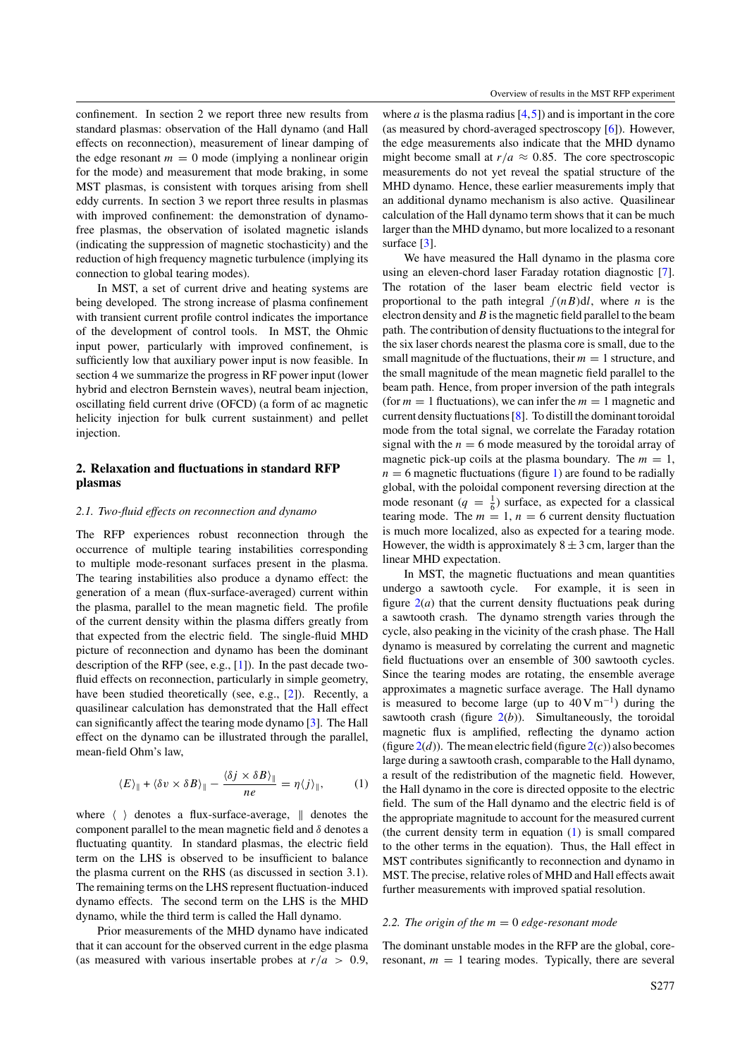confinement. In section 2 we report three new results from standard plasmas: observation of the Hall dynamo (and Hall effects on reconnection), measurement of linear damping of the edge resonant $m = 0$ mode (implying a nonlinear origin for the mode) and measurement that mode braking, in some MST plasmas, is consistent with torques arising from shell eddy currents. In section 3 we report three results in plasmas with improved confinement: the demonstration of dynamo-free plasmas, the observation of isolated magnetic islands (indicating the suppression of magnetic stochasticity) and the reduction of high frequency magnetic turbulence (implying its connection to global tearing modes).

In MST, a set of current drive and heating systems are being developed. The strong increase of plasma confinement with transient current profile control indicates the importance of the development of control tools. In MST, the Ohmic input power, particularly with improved confinement, is sufficiently low that auxiliary power input is now feasible. In section 4 we summarize the progress in RF power input (lower hybrid and electron Bernstein waves), neutral beam injection, oscillating field current drive (OFCD) (a form of ac magnetic helicity injection for bulk current sustainment) and pellet injection.

## 2. Relaxation and fluctuations in standard RFP plasmas

### *2.1. Two-fluid effects on reconnection and dynamo*

The RFP experiences robust reconnection through the occurrence of multiple tearing instabilities corresponding to multiple mode-resonant surfaces present in the plasma. The tearing instabilities also produce a dynamo effect: the generation of a mean (flux-surface-averaged) current within the plasma, parallel to the mean magnetic field. The profile of the current density within the plasma differs greatly from that expected from the electric field. The single-fluid MHD picture of reconnection and dynamo has been the dominant description of the RFP (see, e.g., [1]). In the past decade two-fluid effects on reconnection, particularly in simple geometry, have been studied theoretically (see, e.g., [2]). Recently, a quasilinear calculation has demonstrated that the Hall effect can significantly affect the tearing mode dynamo [3]. The Hall effect on the dynamo can be illustrated through the parallel, mean-field Ohm's law,

$$\langle E\rangle_{\|} + \langle \delta v \times \delta B\rangle_{\|} - \frac{\langle \delta j \times \delta B\rangle_{\|}}{ne} = \eta \langle j\rangle_{\|}, \qquad (1)$$

where $\langle\ \rangle$ denotes a flux-surface-average, $\|$ denotes the component parallel to the mean magnetic field and $\delta$ denotes a fluctuating quantity. In standard plasmas, the electric field term on the LHS is observed to be insufficient to balance the plasma current on the RHS (as discussed in section 3.1). The remaining terms on the LHS represent fluctuation-induced dynamo effects. The second term on the LHS is the MHD dynamo, while the third term is called the Hall dynamo.

Prior measurements of the MHD dynamo have indicated that it can account for the observed current in the edge plasma (as measured with various insertable probes at $r/a > 0.9$, where $a$ is the plasma radius [4,5]) and is important in the core (as measured by chord-averaged spectroscopy [6]). However, the edge measurements also indicate that the MHD dynamo might become small at $r/a \approx 0.85$. The core spectroscopic measurements do not yet reveal the spatial structure of the MHD dynamo. Hence, these earlier measurements imply that an additional dynamo mechanism is also active. Quasilinear calculation of the Hall dynamo term shows that it can be much larger than the MHD dynamo, but more localized to a resonant surface [3].

We have measured the Hall dynamo in the plasma core using an eleven-chord laser Faraday rotation diagnostic [7]. The rotation of the laser beam electric field vector is proportional to the path integral $\int (nB)\mathrm{d}l$, where $n$ is the electron density and $B$ is the magnetic field parallel to the beam path. The contribution of density fluctuations to the integral for the six laser chords nearest the plasma core is small, due to the small magnitude of the fluctuations, their $m = 1$ structure, and the small magnitude of the mean magnetic field parallel to the beam path. Hence, from proper inversion of the path integrals (for $m = 1$ fluctuations), we can infer the $m = 1$ magnetic and current density fluctuations [8]. To distill the dominant toroidal mode from the total signal, we correlate the Faraday rotation signal with the $n = 6$ mode measured by the toroidal array of magnetic pick-up coils at the plasma boundary. The $m = 1$, $n = 6$ magnetic fluctuations (figure 1) are found to be radially global, with the poloidal component reversing direction at the mode resonant ($q = \frac{1}{6}$) surface, as expected for a classical tearing mode. The $m = 1$, $n = 6$ current density fluctuation is much more localized, also as expected for a tearing mode. However, the width is approximately $8 \pm 3$ cm, larger than the linear MHD expectation.

In MST, the magnetic fluctuations and mean quantities undergo a sawtooth cycle. For example, it is seen in figure 2(*a*) that the current density fluctuations peak during a sawtooth crash. The dynamo strength varies through the cycle, also peaking in the vicinity of the crash phase. The Hall dynamo is measured by correlating the current and magnetic field fluctuations over an ensemble of 300 sawtooth cycles. Since the tearing modes are rotating, the ensemble average approximates a magnetic surface average. The Hall dynamo is measured to become large (up to $40\,\mathrm{V\,m^{-1}}$) during the sawtooth crash (figure 2(*b*)). Simultaneously, the toroidal magnetic flux is amplified, reflecting the dynamo action (figure 2(*d*)). The mean electric field (figure 2(*c*)) also becomes large during a sawtooth crash, comparable to the Hall dynamo, a result of the redistribution of the magnetic field. However, the Hall dynamo in the core is directed opposite to the electric field. The sum of the Hall dynamo and the electric field is of the appropriate magnitude to account for the measured current (the current density term in equation (1) is small compared to the other terms in the equation). Thus, the Hall effect in MST contributes significantly to reconnection and dynamo in MST. The precise, relative roles of MHD and Hall effects await further measurements with improved spatial resolution.

### *2.2. The origin of the $m = 0$ edge-resonant mode*

The dominant unstable modes in the RFP are the global, core-resonant, $m = 1$ tearing modes. Typically, there are several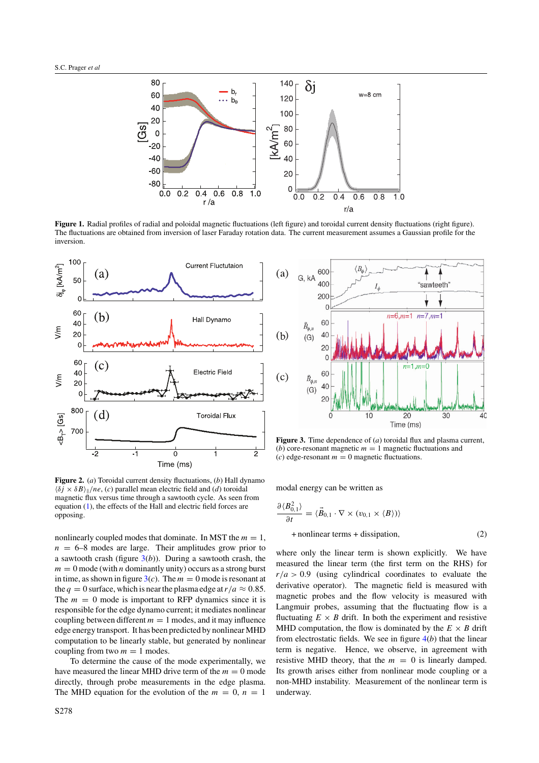**Figure 1.** Radial profiles of radial and poloidal magnetic fluctuations (left figure) and toroidal current density fluctuations (right figure). The fluctuations are obtained from inversion of laser Faraday rotation data. The current measurement assumes a Gaussian profile for the inversion.

**Figure 2.** (*a*) Toroidal current density fluctuations, (*b*) Hall dynamo $\langle \delta j \times \delta B \rangle_{\parallel}/ne$, (*c*) parallel mean electric field and (*d*) toroidal magnetic flux versus time through a sawtooth cycle. As seen from equation (1), the effects of the Hall and electric field forces are opposing.

**Figure 3.** Time dependence of (*a*) toroidal flux and plasma current, (*b*) core-resonant magnetic $m = 1$ magnetic fluctuations and (*c*) edge-resonant $m = 0$ magnetic fluctuations.

nonlinearly coupled modes that dominate. In MST the $m = 1$, $n = 6$–$8$ modes are large. Their amplitudes grow prior to a sawtooth crash (figure 3(*b*)). During a sawtooth crash, the $m = 0$ mode (with $n$ dominantly unity) occurs as a strong burst in time, as shown in figure 3(*c*). The $m = 0$ mode is resonant at the $q = 0$ surface, which is near the plasma edge at $r/a \approx 0.85$. The $m = 0$ mode is important to RFP dynamics since it is responsible for the edge dynamo current; it mediates nonlinear coupling between different $m = 1$ modes, and it may influence edge energy transport. It has been predicted by nonlinear MHD computation to be linearly stable, but generated by nonlinear coupling from two $m = 1$ modes.

To determine the cause of the mode experimentally, we have measured the linear MHD drive term of the $m = 0$ mode directly, through probe measurements in the edge plasma. The MHD equation for the evolution of the $m = 0$, $n = 1$ modal energy can be written as

$$\frac{\partial \langle B_{0,1}^2 \rangle}{\partial t} = \langle \tilde{B}_{0,1} \cdot \nabla \times (v_{0,1} \times \langle B \rangle) \rangle$$

$$+ \text{nonlinear terms} + \text{dissipation}, \qquad (2)$$

where only the linear term is shown explicitly. We have measured the linear term (the first term on the RHS) for $r/a > 0.9$ (using cylindrical coordinates to evaluate the derivative operator). The magnetic field is measured with magnetic probes and the flow velocity is measured with Langmuir probes, assuming that the fluctuating flow is a fluctuating $E \times B$ drift. In both the experiment and resistive MHD computation, the flow is dominated by the $E \times B$ drift from electrostatic fields. We see in figure 4(*b*) that the linear term is negative. Hence, we observe, in agreement with resistive MHD theory, that the $m = 0$ is linearly damped. Its growth arises either from nonlinear mode coupling or a non-MHD instability. Measurement of the nonlinear term is underway.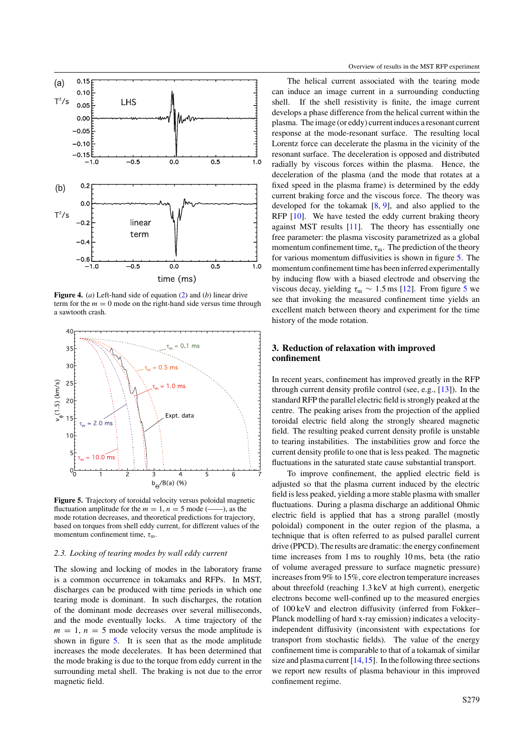**Figure 4.** (*a*) Left-hand side of equation (2) and (*b*) linear drive term for the $m = 0$ mode on the right-hand side versus time through a sawtooth crash.

**Figure 5.** Trajectory of toroidal velocity versus poloidal magnetic fluctuation amplitude for the $m = 1$, $n = 5$ mode (——), as the mode rotation decreases, and theoretical predictions for trajectory, based on torques from shell eddy current, for different values of the momentum confinement time, $\tau_m$.

### 2.3. Locking of tearing modes by wall eddy current

The slowing and locking of modes in the laboratory frame is a common occurrence in tokamaks and RFPs. In MST, discharges can be produced with time periods in which one tearing mode is dominant. In such discharges, the rotation of the dominant mode decreases over several milliseconds, and the mode eventually locks. A time trajectory of the $m = 1$, $n = 5$ mode velocity versus the mode amplitude is shown in figure 5. It is seen that as the mode amplitude increases the mode decelerates. It has been determined that the mode braking is due to the torque from eddy current in the surrounding metal shell. The braking is not due to the error magnetic field.

The helical current associated with the tearing mode can induce an image current in a surrounding conducting shell. If the shell resistivity is finite, the image current develops a phase difference from the helical current within the plasma. The image (or eddy) current induces a resonant current response at the mode-resonant surface. The resulting local Lorentz force can decelerate the plasma in the vicinity of the resonant surface. The deceleration is opposed and distributed radially by viscous forces within the plasma. Hence, the deceleration of the plasma (and the mode that rotates at a fixed speed in the plasma frame) is determined by the eddy current braking force and the viscous force. The theory was developed for the tokamak [8, 9], and also applied to the RFP [10]. We have tested the eddy current braking theory against MST results [11]. The theory has essentially one free parameter: the plasma viscosity parametrized as a global momentum confinement time, $\tau_m$. The prediction of the theory for various momentum diffusivities is shown in figure 5. The momentum confinement time has been inferred experimentally by inducing flow with a biased electrode and observing the viscous decay, yielding $\tau_m \sim 1.5$ ms [12]. From figure 5 we see that invoking the measured confinement time yields an excellent match between theory and experiment for the time history of the mode rotation.

## 3. Reduction of relaxation with improved confinement

In recent years, confinement has improved greatly in the RFP through current density profile control (see, e.g., [13]). In the standard RFP the parallel electric field is strongly peaked at the centre. The peaking arises from the projection of the applied toroidal electric field along the strongly sheared magnetic field. The resulting peaked current density profile is unstable to tearing instabilities. The instabilities grow and force the current density profile to one that is less peaked. The magnetic fluctuations in the saturated state cause substantial transport.

To improve confinement, the applied electric field is adjusted so that the plasma current induced by the electric field is less peaked, yielding a more stable plasma with smaller fluctuations. During a plasma discharge an additional Ohmic electric field is applied that has a strong parallel (mostly poloidal) component in the outer region of the plasma, a technique that is often referred to as pulsed parallel current drive (PPCD). The results are dramatic: the energy confinement time increases from 1 ms to roughly 10 ms, beta (the ratio of volume averaged pressure to surface magnetic pressure) increases from 9% to 15%, core electron temperature increases about threefold (reaching 1.3 keV at high current), energetic electrons become well-confined up to the measured energies of 100 keV and electron diffusivity (inferred from Fokker–Planck modelling of hard x-ray emission) indicates a velocity-independent diffusivity (inconsistent with expectations for transport from stochastic fields). The value of the energy confinement time is comparable to that of a tokamak of similar size and plasma current [14, 15]. In the following three sections we report new results of plasma behaviour in this improved confinement regime.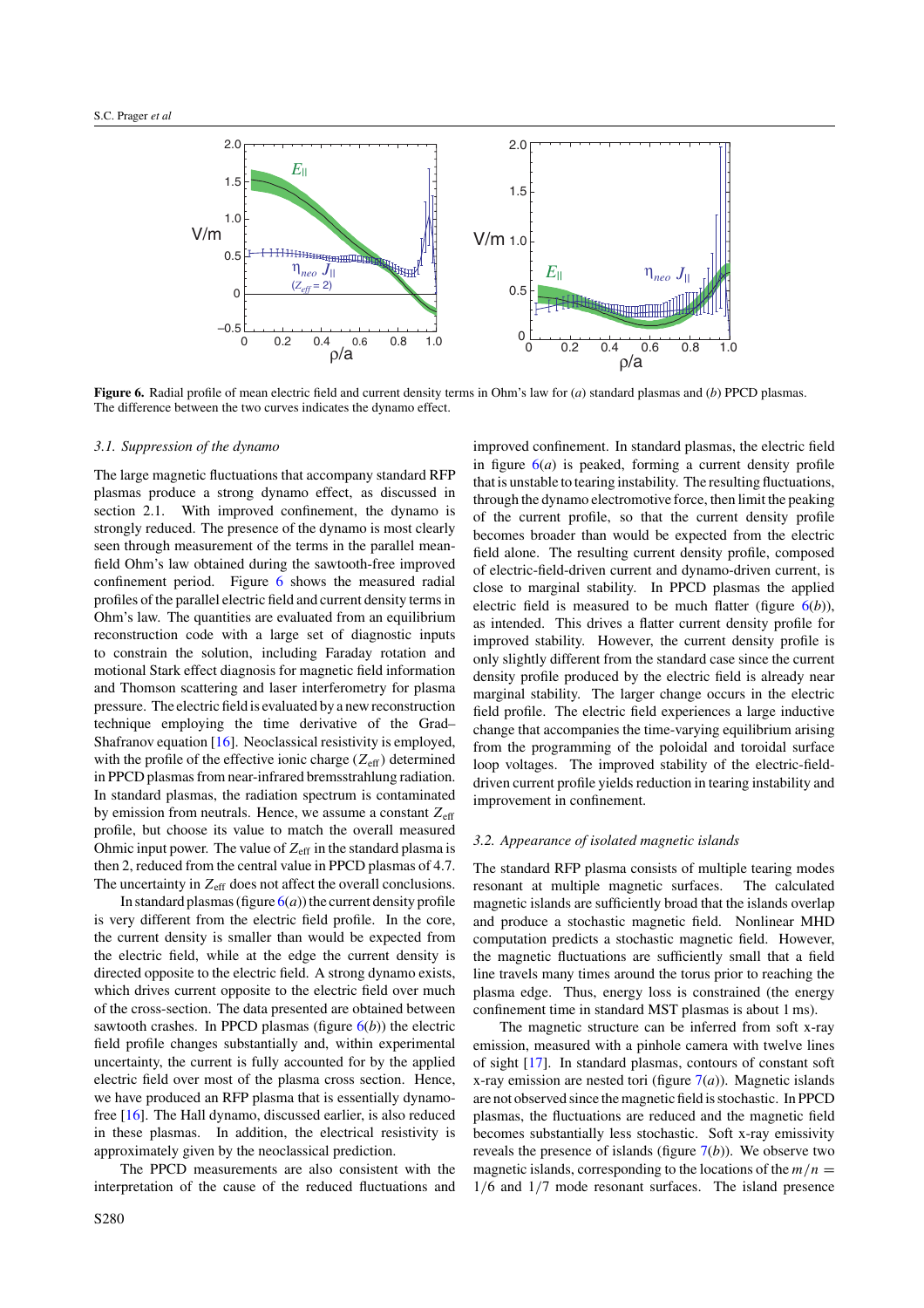**Figure 6.** Radial profile of mean electric field and current density terms in Ohm's law for (*a*) standard plasmas and (*b*) PPCD plasmas. The difference between the two curves indicates the dynamo effect.

### *3.1. Suppression of the dynamo*

The large magnetic fluctuations that accompany standard RFP plasmas produce a strong dynamo effect, as discussed in section 2.1. With improved confinement, the dynamo is strongly reduced. The presence of the dynamo is most clearly seen through measurement of the terms in the parallel mean-field Ohm's law obtained during the sawtooth-free improved confinement period. Figure 6 shows the measured radial profiles of the parallel electric field and current density terms in Ohm's law. The quantities are evaluated from an equilibrium reconstruction code with a large set of diagnostic inputs to constrain the solution, including Faraday rotation and motional Stark effect diagnosis for magnetic field information and Thomson scattering and laser interferometry for plasma pressure. The electric field is evaluated by a new reconstruction technique employing the time derivative of the Grad–Shafranov equation [16]. Neoclassical resistivity is employed, with the profile of the effective ionic charge ($Z_{\mathrm{eff}}$) determined in PPCD plasmas from near-infrared bremsstrahlung radiation. In standard plasmas, the radiation spectrum is contaminated by emission from neutrals. Hence, we assume a constant $Z_{\mathrm{eff}}$ profile, but choose its value to match the overall measured Ohmic input power. The value of $Z_{\mathrm{eff}}$ in the standard plasma is then 2, reduced from the central value in PPCD plasmas of 4.7. The uncertainty in $Z_{\mathrm{eff}}$ does not affect the overall conclusions.

In standard plasmas (figure 6(*a*)) the current density profile is very different from the electric field profile. In the core, the current density is smaller than would be expected from the electric field, while at the edge the current density is directed opposite to the electric field. A strong dynamo exists, which drives current opposite to the electric field over much of the cross-section. The data presented are obtained between sawtooth crashes. In PPCD plasmas (figure 6(*b*)) the electric field profile changes substantially and, within experimental uncertainty, the current is fully accounted for by the applied electric field over most of the plasma cross section. Hence, we have produced an RFP plasma that is essentially dynamo-free [16]. The Hall dynamo, discussed earlier, is also reduced in these plasmas. In addition, the electrical resistivity is approximately given by the neoclassical prediction.

The PPCD measurements are also consistent with the interpretation of the cause of the reduced fluctuations and improved confinement. In standard plasmas, the electric field in figure 6(*a*) is peaked, forming a current density profile that is unstable to tearing instability. The resulting fluctuations, through the dynamo electromotive force, then limit the peaking of the current profile, so that the current density profile becomes broader than would be expected from the electric field alone. The resulting current density profile, composed of electric-field-driven current and dynamo-driven current, is close to marginal stability. In PPCD plasmas the applied electric field is measured to be much flatter (figure 6(*b*)), as intended. This drives a flatter current density profile for improved stability. However, the current density profile is only slightly different from the standard case since the current density profile produced by the electric field is already near marginal stability. The larger change occurs in the electric field profile. The electric field experiences a large inductive change that accompanies the time-varying equilibrium arising from the programming of the poloidal and toroidal surface loop voltages. The improved stability of the electric-field-driven current profile yields reduction in tearing instability and improvement in confinement.

### *3.2. Appearance of isolated magnetic islands*

The standard RFP plasma consists of multiple tearing modes resonant at multiple magnetic surfaces. The calculated magnetic islands are sufficiently broad that the islands overlap and produce a stochastic magnetic field. Nonlinear MHD computation predicts a stochastic magnetic field. However, the magnetic fluctuations are sufficiently small that a field line travels many times around the torus prior to reaching the plasma edge. Thus, energy loss is constrained (the energy confinement time in standard MST plasmas is about 1 ms).

The magnetic structure can be inferred from soft x-ray emission, measured with a pinhole camera with twelve lines of sight [17]. In standard plasmas, contours of constant soft x-ray emission are nested tori (figure 7(*a*)). Magnetic islands are not observed since the magnetic field is stochastic. In PPCD plasmas, the fluctuations are reduced and the magnetic field becomes substantially less stochastic. Soft x-ray emissivity reveals the presence of islands (figure 7(*b*)). We observe two magnetic islands, corresponding to the locations of the $m/n = 1/6$ and $1/7$ mode resonant surfaces. The island presence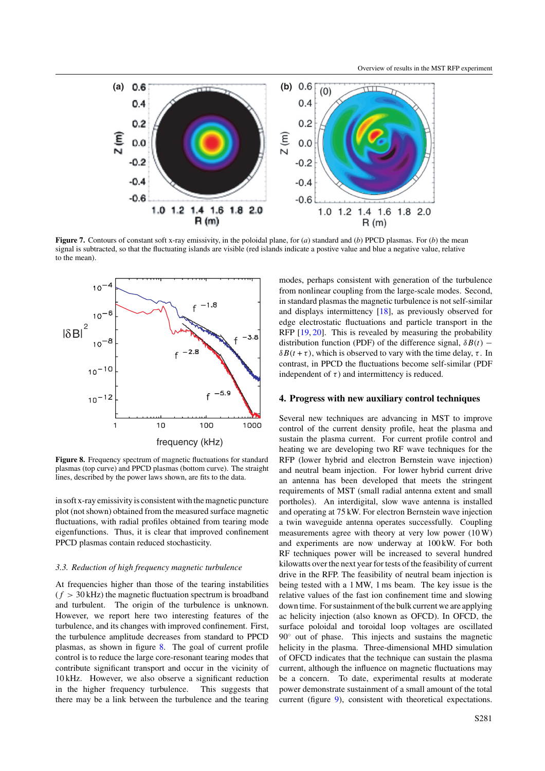**Figure 7.** Contours of constant soft x-ray emissivity, in the poloidal plane, for (*a*) standard and (*b*) PPCD plasmas. For (*b*) the mean signal is subtracted, so that the fluctuating islands are visible (red islands indicate a postive value and blue a negative value, relative to the mean).

**Figure 8.** Frequency spectrum of magnetic fluctuations for standard plasmas (top curve) and PPCD plasmas (bottom curve). The straight lines, described by the power laws shown, are fits to the data.

in soft x-ray emissivity is consistent with the magnetic puncture plot (not shown) obtained from the measured surface magnetic fluctuations, with radial profiles obtained from tearing mode eigenfunctions. Thus, it is clear that improved confinement PPCD plasmas contain reduced stochasticity.

### *3.3. Reduction of high frequency magnetic turbulence*

At frequencies higher than those of the tearing instabilities ($f > 30$ kHz) the magnetic fluctuation spectrum is broadband and turbulent. The origin of the turbulence is unknown. However, we report here two interesting features of the turbulence, and its changes with improved confinement. First, the turbulence amplitude decreases from standard to PPCD plasmas, as shown in figure 8. The goal of current profile control is to reduce the large core-resonant tearing modes that contribute significant transport and occur in the vicinity of 10 kHz. However, we also observe a significant reduction in the higher frequency turbulence. This suggests that there may be a link between the turbulence and the tearing modes, perhaps consistent with generation of the turbulence from nonlinear coupling from the large-scale modes. Second, in standard plasmas the magnetic turbulence is not self-similar and displays intermittency [18], as previously observed for edge electrostatic fluctuations and particle transport in the RFP [19, 20]. This is revealed by measuring the probability distribution function (PDF) of the difference signal, $\delta B(t) - \delta B(t+\tau)$, which is observed to vary with the time delay, $\tau$. In contrast, in PPCD the fluctuations become self-similar (PDF independent of $\tau$) and intermittency is reduced.

## 4. Progress with new auxiliary control techniques

Several new techniques are advancing in MST to improve control of the current density profile, heat the plasma and sustain the plasma current. For current profile control and heating we are developing two RF wave techniques for the RFP (lower hybrid and electron Bernstein wave injection) and neutral beam injection. For lower hybrid current drive an antenna has been developed that meets the stringent requirements of MST (small radial antenna extent and small portholes). An interdigital, slow wave antenna is installed and operating at 75 kW. For electron Bernstein wave injection a twin waveguide antenna operates successfully. Coupling measurements agree with theory at very low power (10 W) and experiments are now underway at 100 kW. For both RF techniques power will be increased to several hundred kilowatts over the next year for tests of the feasibility of current drive in the RFP. The feasibility of neutral beam injection is being tested with a 1 MW, 1 ms beam. The key issue is the relative values of the fast ion confinement time and slowing down time. For sustainment of the bulk current we are applying ac helicity injection (also known as OFCD). In OFCD, the surface poloidal and toroidal loop voltages are oscillated 90° out of phase. This injects and sustains the magnetic helicity in the plasma. Three-dimensional MHD simulation of OFCD indicates that the technique can sustain the plasma current, although the influence on magnetic fluctuations may be a concern. To date, experimental results at moderate power demonstrate sustainment of a small amount of the total current (figure 9), consistent with theoretical expectations.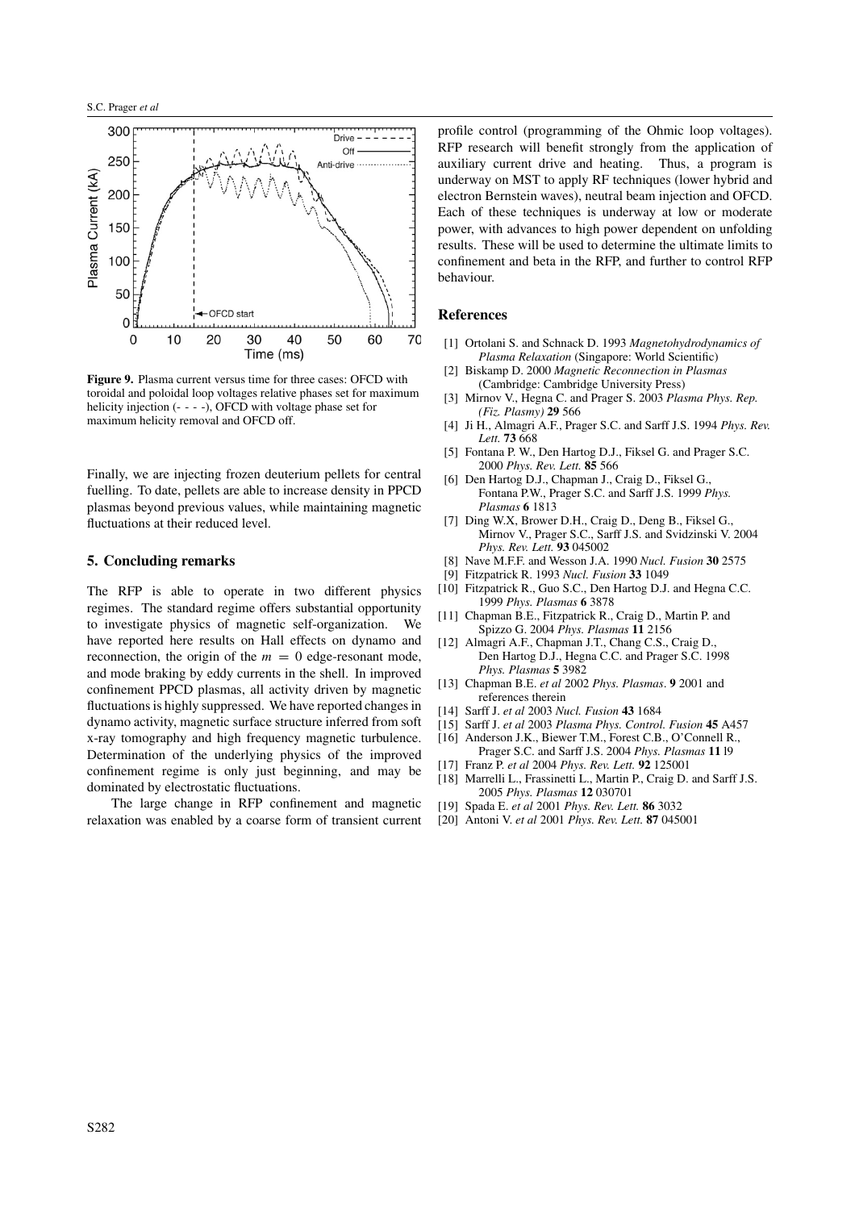300
250
200
150
100
50
0
Plasma Current (kA)
0 10 20 30 40 50 60 70
Time (ms)
Drive
Off
Anti-drive
OFCD start

**Figure 9.** Plasma current versus time for three cases: OFCD with toroidal and poloidal loop voltages relative phases set for maximum helicity injection (- - - -), OFCD with voltage phase set for maximum helicity removal and OFCD off.

Finally, we are injecting frozen deuterium pellets for central fuelling. To date, pellets are able to increase density in PPCD plasmas beyond previous values, while maintaining magnetic fluctuations at their reduced level.

## 5. Concluding remarks

The RFP is able to operate in two different physics regimes. The standard regime offers substantial opportunity to investigate physics of magnetic self-organization. We have reported here results on Hall effects on dynamo and reconnection, the origin of the $m = 0$ edge-resonant mode, and mode braking by eddy currents in the shell. In improved confinement PPCD plasmas, all activity driven by magnetic fluctuations is highly suppressed. We have reported changes in dynamo activity, magnetic surface structure inferred from soft x-ray tomography and high frequency magnetic turbulence. Determination of the underlying physics of the improved confinement regime is only just beginning, and may be dominated by electrostatic fluctuations.

The large change in RFP confinement and magnetic relaxation was enabled by a coarse form of transient current profile control (programming of the Ohmic loop voltages). RFP research will benefit strongly from the application of auxiliary current drive and heating. Thus, a program is underway on MST to apply RF techniques (lower hybrid and electron Bernstein waves), neutral beam injection and OFCD. Each of these techniques is underway at low or moderate power, with advances to high power dependent on unfolding results. These will be used to determine the ultimate limits to confinement and beta in the RFP, and further to control RFP behaviour.

## References

[1] Ortolani S. and Schnack D. 1993 *Magnetohydrodynamics of Plasma Relaxation* (Singapore: World Scientific)
[2] Biskamp D. 2000 *Magnetic Reconnection in Plasmas* (Cambridge: Cambridge University Press)
[3] Mirnov V., Hegna C. and Prager S. 2003 *Plasma Phys. Rep. (Fiz. Plasmy)* **29** 566
[4] Ji H., Almagri A.F., Prager S.C. and Sarff J.S. 1994 *Phys. Rev. Lett.* **73** 668
[5] Fontana P. W., Den Hartog D.J., Fiksel G. and Prager S.C. 2000 *Phys. Rev. Lett.* **85** 566
[6] Den Hartog D.J., Chapman J., Craig D., Fiksel G., Fontana P.W., Prager S.C. and Sarff J.S. 1999 *Phys. Plasmas* **6** 1813
[7] Ding W.X, Brower D.H., Craig D., Deng B., Fiksel G., Mirnov V., Prager S.C., Sarff J.S. and Svidzinski V. 2004 *Phys. Rev. Lett.* **93** 045002
[8] Nave M.F.F. and Wesson J.A. 1990 *Nucl. Fusion* **30** 2575
[9] Fitzpatrick R. 1993 *Nucl. Fusion* **33** 1049
[10] Fitzpatrick R., Guo S.C., Den Hartog D.J. and Hegna C.C. 1999 *Phys. Plasmas* **6** 3878
[11] Chapman B.E., Fitzpatrick R., Craig D., Martin P. and Spizzo G. 2004 *Phys. Plasmas* **11** 2156
[12] Almagri A.F., Chapman J.T., Chang C.S., Craig D., Den Hartog D.J., Hegna C.C. and Prager S.C. 1998 *Phys. Plasmas* **5** 3982
[13] Chapman B.E. *et al* 2002 *Phys. Plasmas*. **9** 2001 and references therein
[14] Sarff J. *et al* 2003 *Nucl. Fusion* **43** 1684
[15] Sarff J. *et al* 2003 *Plasma Phys. Control. Fusion* **45** A457
[16] Anderson J.K., Biewer T.M., Forest C.B., O'Connell R., Prager S.C. and Sarff J.S. 2004 *Phys. Plasmas* **11** l9
[17] Franz P. *et al* 2004 *Phys. Rev. Lett.* **92** 125001
[18] Marrelli L., Frassinetti L., Martin P., Craig D. and Sarff J.S. 2005 *Phys. Plasmas* **12** 030701
[19] Spada E. *et al* 2001 *Phys. Rev. Lett.* **86** 3032
[20] Antoni V. *et al* 2001 *Phys. Rev. Lett.* **87** 045001